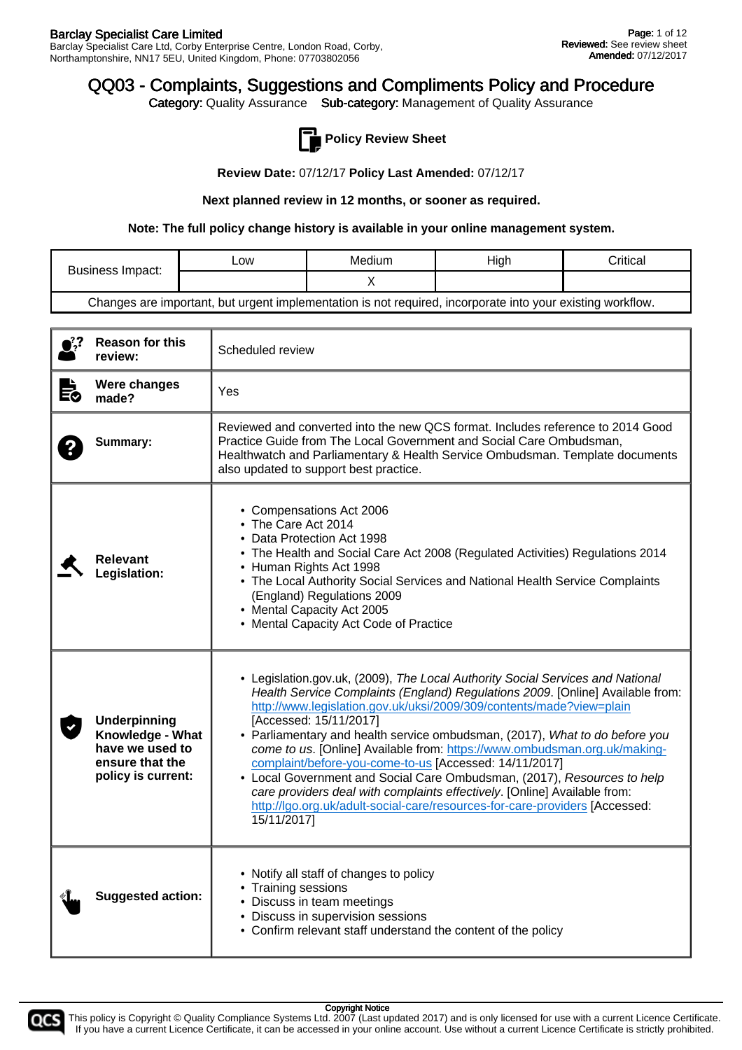# QQ03 - Complaints, Suggestions and Compliments Policy and Procedure

**Category:** Quality Assurance **Sub-category:** Management of Quality Assurance

## Policy Review Sheet

**Review Date:** 07/12/17 **Policy Last Amended:** 07/12/17

**Next planned review in 12 months, or sooner as required.**

**Note: The full policy change history is available in your online management system.**

| Business Impact: | Low | Medium | High | Critical |
|---|---|---|---|---|
| | | X | | |
| Changes are important, but urgent implementation is not required, incorporate into your existing workflow. | | | | |

| | |
|---|---|
| **Reason for this review:** | Scheduled review |
| **Were changes made?** | Yes |
| **Summary:** | Reviewed and converted into the new QCS format. Includes reference to 2014 Good Practice Guide from The Local Government and Social Care Ombudsman, Healthwatch and Parliamentary & Health Service Ombudsman. Template documents also updated to support best practice. |
| **Relevant Legislation:** | • Compensations Act 2006<br>• The Care Act 2014<br>• Data Protection Act 1998<br>• The Health and Social Care Act 2008 (Regulated Activities) Regulations 2014<br>• Human Rights Act 1998<br>• The Local Authority Social Services and National Health Service Complaints (England) Regulations 2009<br>• Mental Capacity Act 2005<br>• Mental Capacity Act Code of Practice |
| **Underpinning Knowledge - What have we used to ensure that the policy is current:** | • Legislation.gov.uk, (2009), *The Local Authority Social Services and National Health Service Complaints (England) Regulations 2009*. [Online] Available from: http://www.legislation.gov.uk/uksi/2009/309/contents/made?view=plain [Accessed: 15/11/2017]<br>• Parliamentary and health service ombudsman, (2017), *What to do before you come to us*. [Online] Available from: https://www.ombudsman.org.uk/making-complaint/before-you-come-to-us [Accessed: 14/11/2017]<br>• Local Government and Social Care Ombudsman, (2017), *Resources to help care providers deal with complaints effectively*. [Online] Available from: http://lgo.org.uk/adult-social-care/resources-for-care-providers [Accessed: 15/11/2017] |
| **Suggested action:** | • Notify all staff of changes to policy<br>• Training sessions<br>• Discuss in team meetings<br>• Discuss in supervision sessions<br>• Confirm relevant staff understand the content of the policy |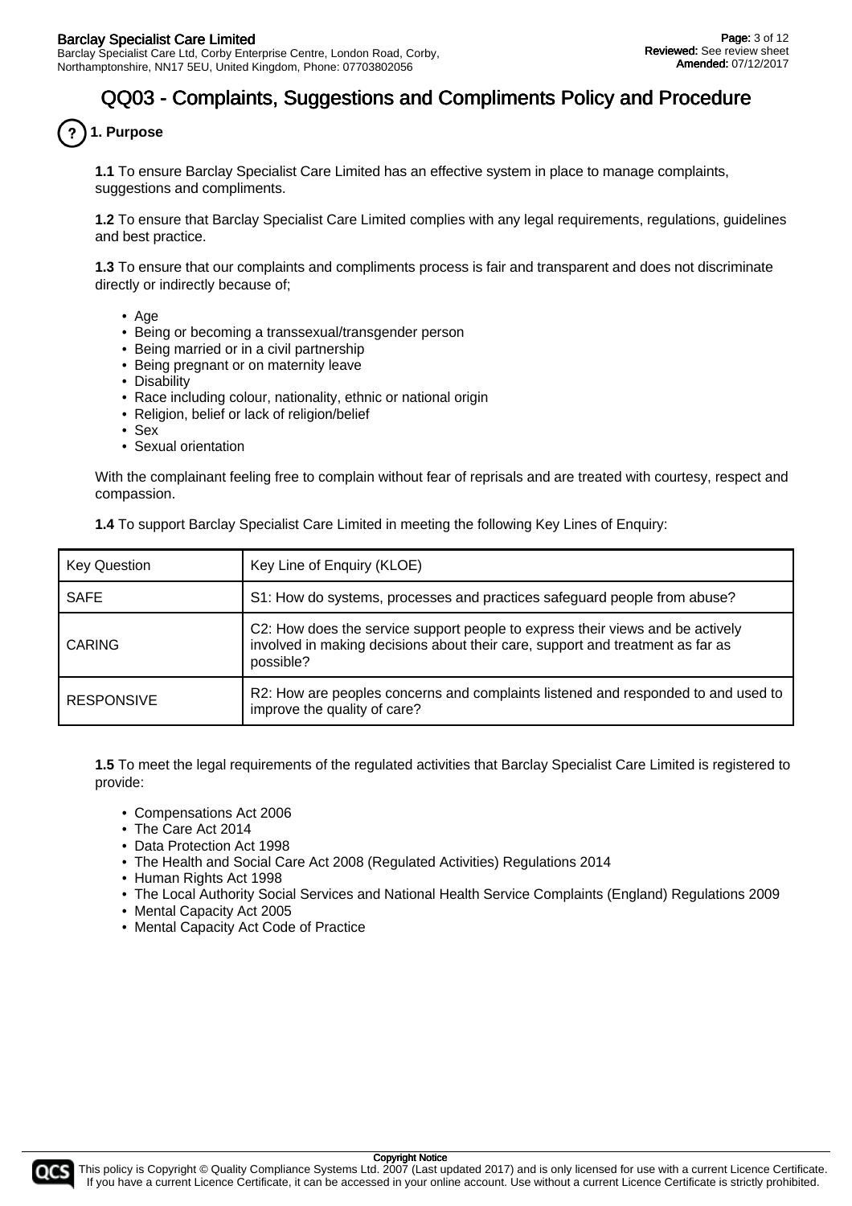# QQ03 - Complaints, Suggestions and Compliments Policy and Procedure

## 1. Purpose

**1.1** To ensure Barclay Specialist Care Limited has an effective system in place to manage complaints, suggestions and compliments.

**1.2** To ensure that Barclay Specialist Care Limited complies with any legal requirements, regulations, guidelines and best practice.

**1.3** To ensure that our complaints and compliments process is fair and transparent and does not discriminate directly or indirectly because of;

- Age
- Being or becoming a transsexual/transgender person
- Being married or in a civil partnership
- Being pregnant or on maternity leave
- Disability
- Race including colour, nationality, ethnic or national origin
- Religion, belief or lack of religion/belief
- Sex
- Sexual orientation

With the complainant feeling free to complain without fear of reprisals and are treated with courtesy, respect and compassion.

**1.4** To support Barclay Specialist Care Limited in meeting the following Key Lines of Enquiry:

| Key Question | Key Line of Enquiry (KLOE) |
|---|---|
| SAFE | S1: How do systems, processes and practices safeguard people from abuse? |
| CARING | C2: How does the service support people to express their views and be actively involved in making decisions about their care, support and treatment as far as possible? |
| RESPONSIVE | R2: How are peoples concerns and complaints listened and responded to and used to improve the quality of care? |

**1.5** To meet the legal requirements of the regulated activities that Barclay Specialist Care Limited is registered to provide:

- Compensations Act 2006
- The Care Act 2014
- Data Protection Act 1998
- The Health and Social Care Act 2008 (Regulated Activities) Regulations 2014
- Human Rights Act 1998
- The Local Authority Social Services and National Health Service Complaints (England) Regulations 2009
- Mental Capacity Act 2005
- Mental Capacity Act Code of Practice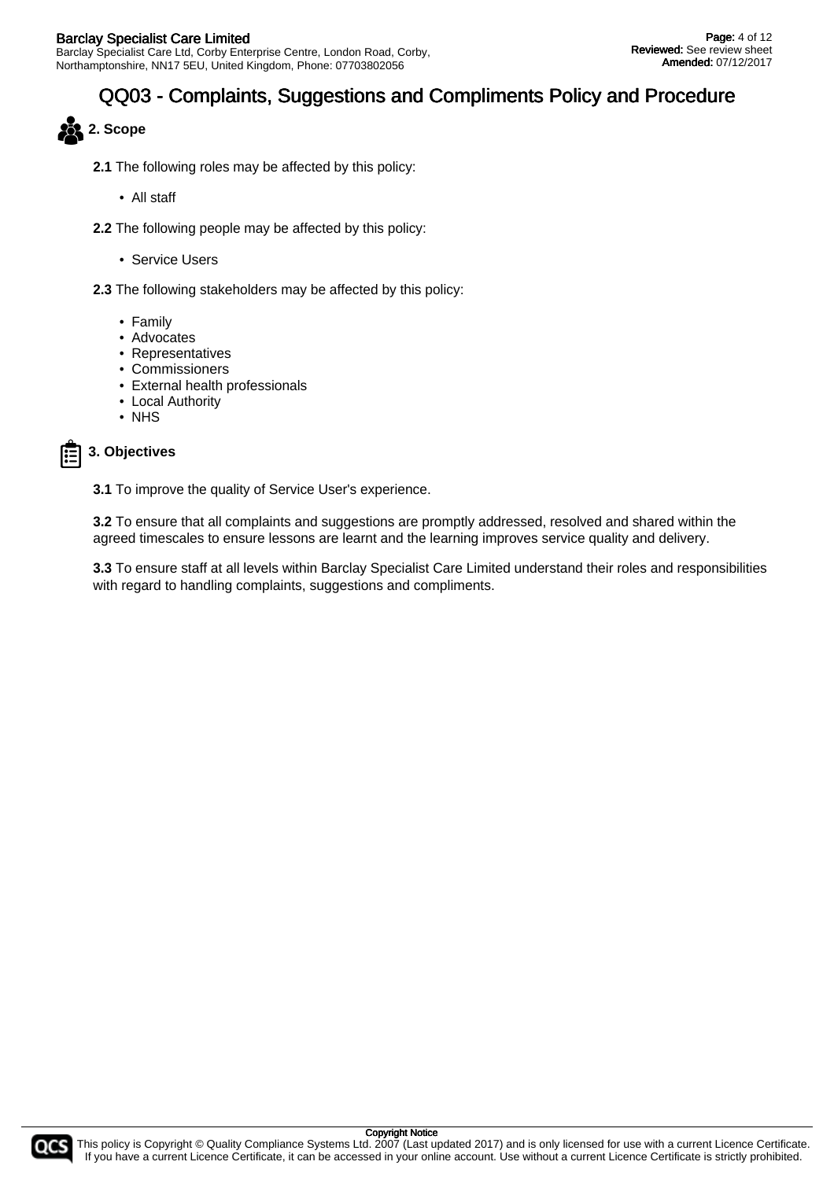# QQ03 - Complaints, Suggestions and Compliments Policy and Procedure

## 2. Scope

**2.1** The following roles may be affected by this policy:

- All staff

**2.2** The following people may be affected by this policy:

- Service Users

**2.3** The following stakeholders may be affected by this policy:

- Family
- Advocates
- Representatives
- Commissioners
- External health professionals
- Local Authority
- NHS

## 3. Objectives

**3.1** To improve the quality of Service User's experience.

**3.2** To ensure that all complaints and suggestions are promptly addressed, resolved and shared within the agreed timescales to ensure lessons are learnt and the learning improves service quality and delivery.

**3.3** To ensure staff at all levels within Barclay Specialist Care Limited understand their roles and responsibilities with regard to handling complaints, suggestions and compliments.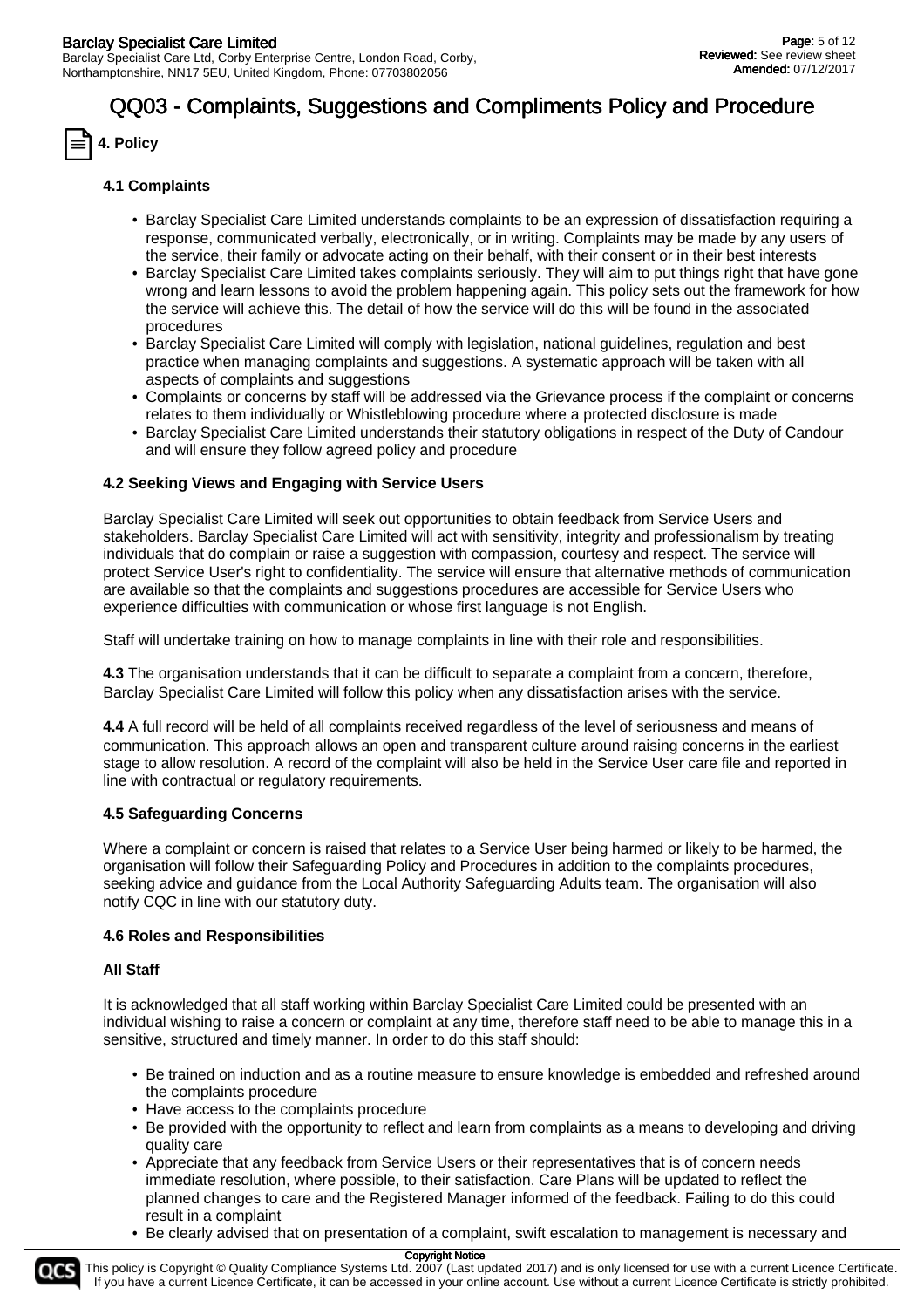# QQ03 - Complaints, Suggestions and Compliments Policy and Procedure

## 4. Policy

### 4.1 Complaints

- Barclay Specialist Care Limited understands complaints to be an expression of dissatisfaction requiring a response, communicated verbally, electronically, or in writing. Complaints may be made by any users of the service, their family or advocate acting on their behalf, with their consent or in their best interests
- Barclay Specialist Care Limited takes complaints seriously. They will aim to put things right that have gone wrong and learn lessons to avoid the problem happening again. This policy sets out the framework for how the service will achieve this. The detail of how the service will do this will be found in the associated procedures
- Barclay Specialist Care Limited will comply with legislation, national guidelines, regulation and best practice when managing complaints and suggestions. A systematic approach will be taken with all aspects of complaints and suggestions
- Complaints or concerns by staff will be addressed via the Grievance process if the complaint or concerns relates to them individually or Whistleblowing procedure where a protected disclosure is made
- Barclay Specialist Care Limited understands their statutory obligations in respect of the Duty of Candour and will ensure they follow agreed policy and procedure

### 4.2 Seeking Views and Engaging with Service Users

Barclay Specialist Care Limited will seek out opportunities to obtain feedback from Service Users and stakeholders. Barclay Specialist Care Limited will act with sensitivity, integrity and professionalism by treating individuals that do complain or raise a suggestion with compassion, courtesy and respect. The service will protect Service User's right to confidentiality. The service will ensure that alternative methods of communication are available so that the complaints and suggestions procedures are accessible for Service Users who experience difficulties with communication or whose first language is not English.

Staff will undertake training on how to manage complaints in line with their role and responsibilities.

**4.3** The organisation understands that it can be difficult to separate a complaint from a concern, therefore, Barclay Specialist Care Limited will follow this policy when any dissatisfaction arises with the service.

**4.4** A full record will be held of all complaints received regardless of the level of seriousness and means of communication. This approach allows an open and transparent culture around raising concerns in the earliest stage to allow resolution. A record of the complaint will also be held in the Service User care file and reported in line with contractual or regulatory requirements.

### 4.5 Safeguarding Concerns

Where a complaint or concern is raised that relates to a Service User being harmed or likely to be harmed, the organisation will follow their Safeguarding Policy and Procedures in addition to the complaints procedures, seeking advice and guidance from the Local Authority Safeguarding Adults team. The organisation will also notify CQC in line with our statutory duty.

### 4.6 Roles and Responsibilities

**All Staff**

It is acknowledged that all staff working within Barclay Specialist Care Limited could be presented with an individual wishing to raise a concern or complaint at any time, therefore staff need to be able to manage this in a sensitive, structured and timely manner. In order to do this staff should:

- Be trained on induction and as a routine measure to ensure knowledge is embedded and refreshed around the complaints procedure
- Have access to the complaints procedure
- Be provided with the opportunity to reflect and learn from complaints as a means to developing and driving quality care
- Appreciate that any feedback from Service Users or their representatives that is of concern needs immediate resolution, where possible, to their satisfaction. Care Plans will be updated to reflect the planned changes to care and the Registered Manager informed of the feedback. Failing to do this could result in a complaint
- Be clearly advised that on presentation of a complaint, swift escalation to management is necessary and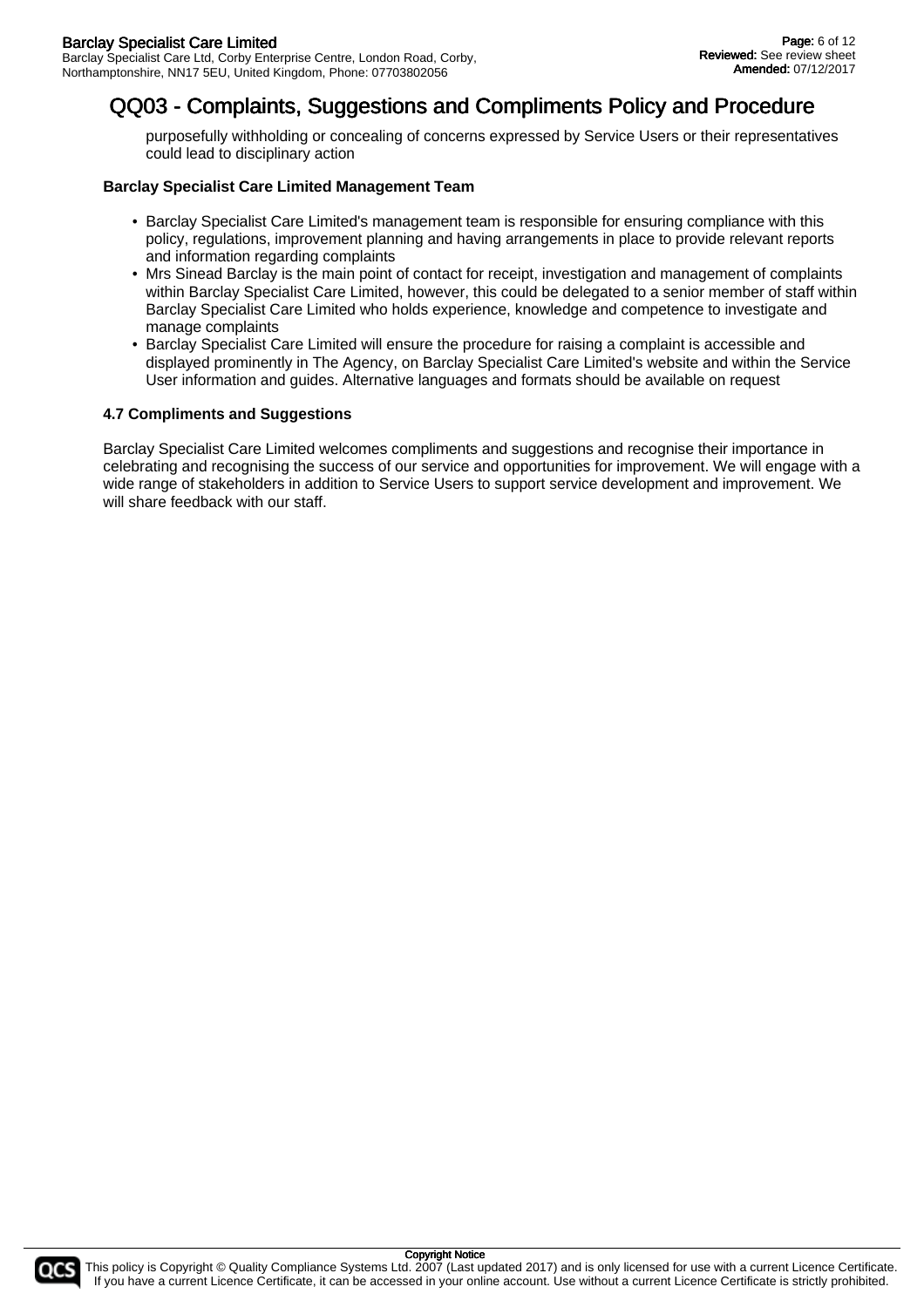purposefully withholding or concealing of concerns expressed by Service Users or their representatives could lead to disciplinary action

**Barclay Specialist Care Limited Management Team**

- Barclay Specialist Care Limited's management team is responsible for ensuring compliance with this policy, regulations, improvement planning and having arrangements in place to provide relevant reports and information regarding complaints
- Mrs Sinead Barclay is the main point of contact for receipt, investigation and management of complaints within Barclay Specialist Care Limited, however, this could be delegated to a senior member of staff within Barclay Specialist Care Limited who holds experience, knowledge and competence to investigate and manage complaints
- Barclay Specialist Care Limited will ensure the procedure for raising a complaint is accessible and displayed prominently in The Agency, on Barclay Specialist Care Limited's website and within the Service User information and guides. Alternative languages and formats should be available on request

**4.7 Compliments and Suggestions**

Barclay Specialist Care Limited welcomes compliments and suggestions and recognise their importance in celebrating and recognising the success of our service and opportunities for improvement. We will engage with a wide range of stakeholders in addition to Service Users to support service development and improvement. We will share feedback with our staff.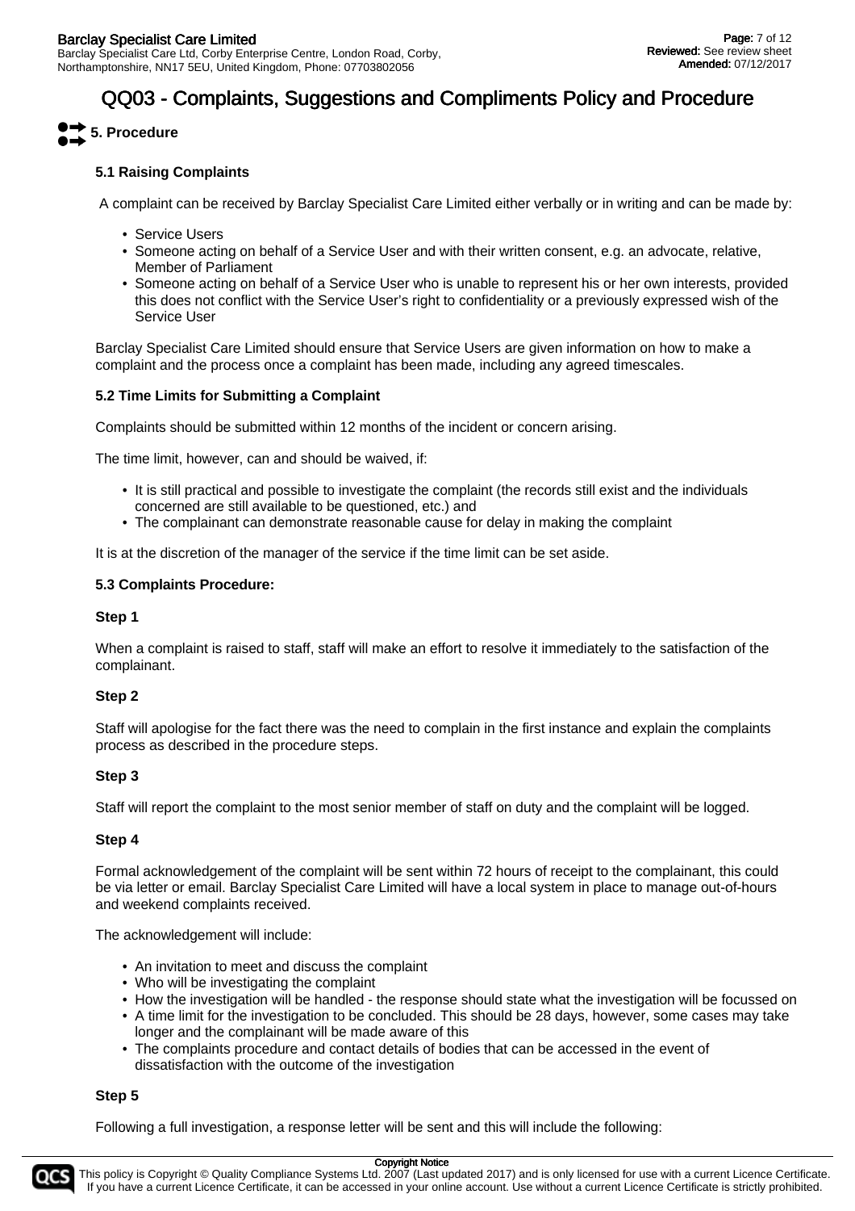# QQ03 - Complaints, Suggestions and Compliments Policy and Procedure

## 5. Procedure

### 5.1 Raising Complaints

A complaint can be received by Barclay Specialist Care Limited either verbally or in writing and can be made by:

- Service Users
- Someone acting on behalf of a Service User and with their written consent, e.g. an advocate, relative, Member of Parliament
- Someone acting on behalf of a Service User who is unable to represent his or her own interests, provided this does not conflict with the Service User's right to confidentiality or a previously expressed wish of the Service User

Barclay Specialist Care Limited should ensure that Service Users are given information on how to make a complaint and the process once a complaint has been made, including any agreed timescales.

### 5.2 Time Limits for Submitting a Complaint

Complaints should be submitted within 12 months of the incident or concern arising.

The time limit, however, can and should be waived, if:

- It is still practical and possible to investigate the complaint (the records still exist and the individuals concerned are still available to be questioned, etc.) and
- The complainant can demonstrate reasonable cause for delay in making the complaint

It is at the discretion of the manager of the service if the time limit can be set aside.

### 5.3 Complaints Procedure:

**Step 1**

When a complaint is raised to staff, staff will make an effort to resolve it immediately to the satisfaction of the complainant.

**Step 2**

Staff will apologise for the fact there was the need to complain in the first instance and explain the complaints process as described in the procedure steps.

**Step 3**

Staff will report the complaint to the most senior member of staff on duty and the complaint will be logged.

**Step 4**

Formal acknowledgement of the complaint will be sent within 72 hours of receipt to the complainant, this could be via letter or email. Barclay Specialist Care Limited will have a local system in place to manage out-of-hours and weekend complaints received.

The acknowledgement will include:

- An invitation to meet and discuss the complaint
- Who will be investigating the complaint
- How the investigation will be handled - the response should state what the investigation will be focussed on
- A time limit for the investigation to be concluded. This should be 28 days, however, some cases may take longer and the complainant will be made aware of this
- The complaints procedure and contact details of bodies that can be accessed in the event of dissatisfaction with the outcome of the investigation

**Step 5**

Following a full investigation, a response letter will be sent and this will include the following: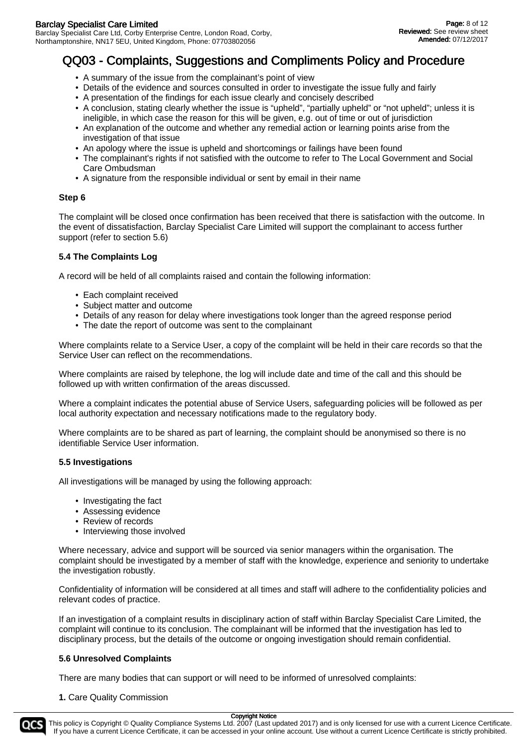- A summary of the issue from the complainant's point of view
- Details of the evidence and sources consulted in order to investigate the issue fully and fairly
- A presentation of the findings for each issue clearly and concisely described
- A conclusion, stating clearly whether the issue is "upheld", "partially upheld" or "not upheld"; unless it is ineligible, in which case the reason for this will be given, e.g. out of time or out of jurisdiction
- An explanation of the outcome and whether any remedial action or learning points arise from the investigation of that issue
- An apology where the issue is upheld and shortcomings or failings have been found
- The complainant's rights if not satisfied with the outcome to refer to The Local Government and Social Care Ombudsman
- A signature from the responsible individual or sent by email in their name

**Step 6**

The complaint will be closed once confirmation has been received that there is satisfaction with the outcome. In the event of dissatisfaction, Barclay Specialist Care Limited will support the complainant to access further support (refer to section 5.6)

**5.4 The Complaints Log**

A record will be held of all complaints raised and contain the following information:

- Each complaint received
- Subject matter and outcome
- Details of any reason for delay where investigations took longer than the agreed response period
- The date the report of outcome was sent to the complainant

Where complaints relate to a Service User, a copy of the complaint will be held in their care records so that the Service User can reflect on the recommendations.

Where complaints are raised by telephone, the log will include date and time of the call and this should be followed up with written confirmation of the areas discussed.

Where a complaint indicates the potential abuse of Service Users, safeguarding policies will be followed as per local authority expectation and necessary notifications made to the regulatory body.

Where complaints are to be shared as part of learning, the complaint should be anonymised so there is no identifiable Service User information.

**5.5 Investigations**

All investigations will be managed by using the following approach:

- Investigating the fact
- Assessing evidence
- Review of records
- Interviewing those involved

Where necessary, advice and support will be sourced via senior managers within the organisation. The complaint should be investigated by a member of staff with the knowledge, experience and seniority to undertake the investigation robustly.

Confidentiality of information will be considered at all times and staff will adhere to the confidentiality policies and relevant codes of practice.

If an investigation of a complaint results in disciplinary action of staff within Barclay Specialist Care Limited, the complaint will continue to its conclusion. The complainant will be informed that the investigation has led to disciplinary process, but the details of the outcome or ongoing investigation should remain confidential.

**5.6 Unresolved Complaints**

There are many bodies that can support or will need to be informed of unresolved complaints:

**1.** Care Quality Commission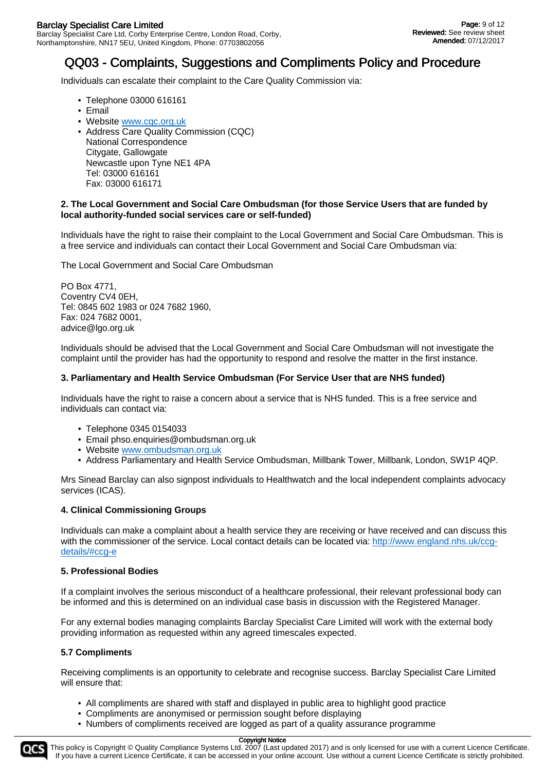## QQ03 - Complaints, Suggestions and Compliments Policy and Procedure

Individuals can escalate their complaint to the Care Quality Commission via:

- Telephone 03000 616161
- Email
- Website www.cqc.org.uk
- Address Care Quality Commission (CQC)
  National Correspondence
  Citygate, Gallowgate
  Newcastle upon Tyne NE1 4PA
  Tel: 03000 616161
  Fax: 03000 616171

**2. The Local Government and Social Care Ombudsman (for those Service Users that are funded by local authority-funded social services care or self-funded)**

Individuals have the right to raise their complaint to the Local Government and Social Care Ombudsman. This is a free service and individuals can contact their Local Government and Social Care Ombudsman via:

The Local Government and Social Care Ombudsman

PO Box 4771,
Coventry CV4 0EH,
Tel: 0845 602 1983 or 024 7682 1960,
Fax: 024 7682 0001,
advice@lgo.org.uk

Individuals should be advised that the Local Government and Social Care Ombudsman will not investigate the complaint until the provider has had the opportunity to respond and resolve the matter in the first instance.

**3. Parliamentary and Health Service Ombudsman (For Service User that are NHS funded)**

Individuals have the right to raise a concern about a service that is NHS funded. This is a free service and individuals can contact via:

- Telephone 0345 0154033
- Email phso.enquiries@ombudsman.org.uk
- Website www.ombudsman.org.uk
- Address Parliamentary and Health Service Ombudsman, Millbank Tower, Millbank, London, SW1P 4QP.

Mrs Sinead Barclay can also signpost individuals to Healthwatch and the local independent complaints advocacy services (ICAS).

**4. Clinical Commissioning Groups**

Individuals can make a complaint about a health service they are receiving or have received and can discuss this with the commissioner of the service. Local contact details can be located via: http://www.england.nhs.uk/ccg-details/#ccg-e

**5. Professional Bodies**

If a complaint involves the serious misconduct of a healthcare professional, their relevant professional body can be informed and this is determined on an individual case basis in discussion with the Registered Manager.

For any external bodies managing complaints Barclay Specialist Care Limited will work with the external body providing information as requested within any agreed timescales expected.

**5.7 Compliments**

Receiving compliments is an opportunity to celebrate and recognise success. Barclay Specialist Care Limited will ensure that:

- All compliments are shared with staff and displayed in public area to highlight good practice
- Compliments are anonymised or permission sought before displaying
- Numbers of compliments received are logged as part of a quality assurance programme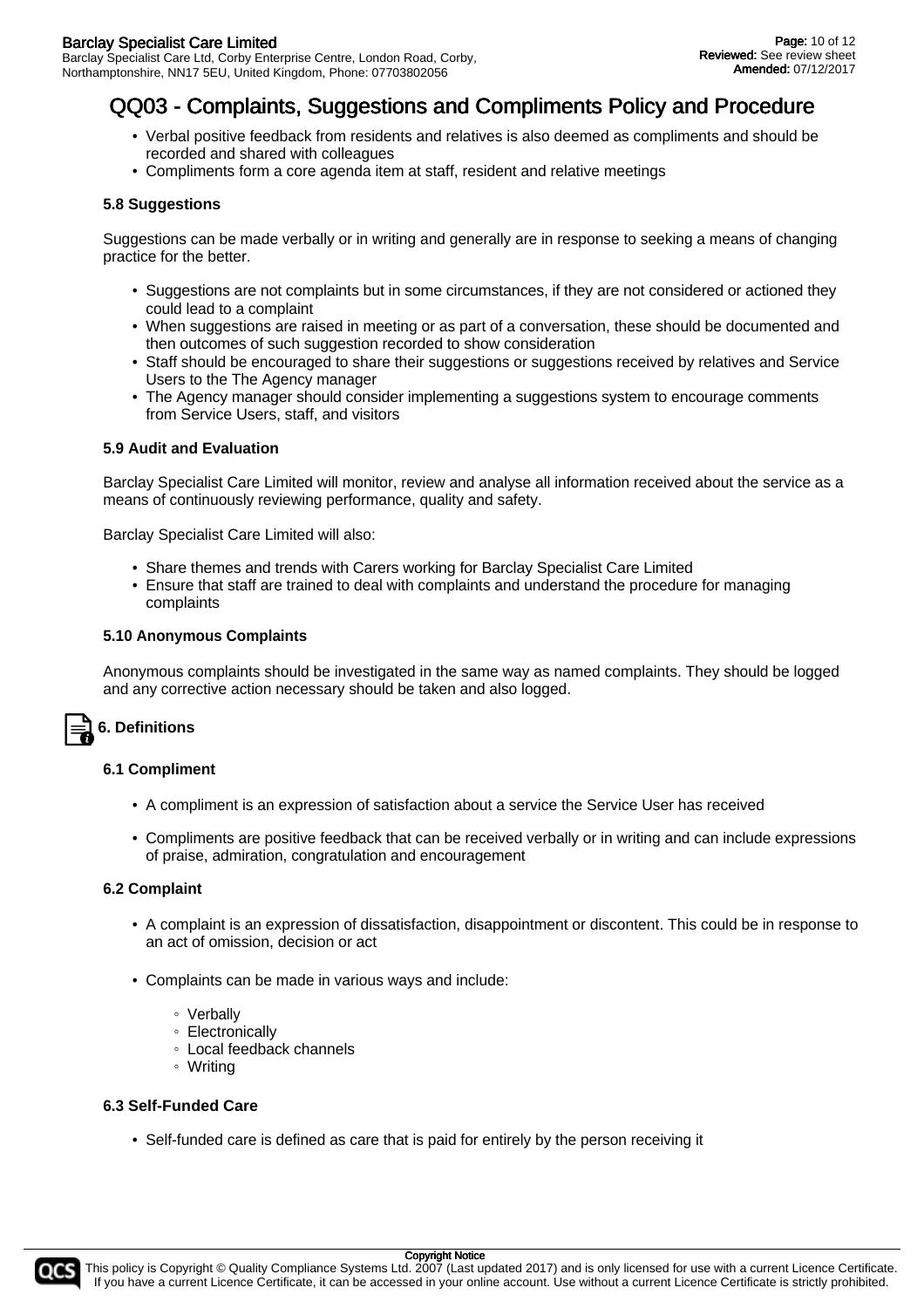- Verbal positive feedback from residents and relatives is also deemed as compliments and should be recorded and shared with colleagues
- Compliments form a core agenda item at staff, resident and relative meetings

**5.8 Suggestions**

Suggestions can be made verbally or in writing and generally are in response to seeking a means of changing practice for the better.

- Suggestions are not complaints but in some circumstances, if they are not considered or actioned they could lead to a complaint
- When suggestions are raised in meeting or as part of a conversation, these should be documented and then outcomes of such suggestion recorded to show consideration
- Staff should be encouraged to share their suggestions or suggestions received by relatives and Service Users to the The Agency manager
- The Agency manager should consider implementing a suggestions system to encourage comments from Service Users, staff, and visitors

**5.9 Audit and Evaluation**

Barclay Specialist Care Limited will monitor, review and analyse all information received about the service as a means of continuously reviewing performance, quality and safety.

Barclay Specialist Care Limited will also:

- Share themes and trends with Carers working for Barclay Specialist Care Limited
- Ensure that staff are trained to deal with complaints and understand the procedure for managing complaints

**5.10 Anonymous Complaints**

Anonymous complaints should be investigated in the same way as named complaints. They should be logged and any corrective action necessary should be taken and also logged.

## 6. Definitions

**6.1 Compliment**

- A compliment is an expression of satisfaction about a service the Service User has received
- Compliments are positive feedback that can be received verbally or in writing and can include expressions of praise, admiration, congratulation and encouragement

**6.2 Complaint**

- A complaint is an expression of dissatisfaction, disappointment or discontent. This could be in response to an act of omission, decision or act
- Complaints can be made in various ways and include:
  - Verbally
  - Electronically
  - Local feedback channels
  - Writing

**6.3 Self-Funded Care**

- Self-funded care is defined as care that is paid for entirely by the person receiving it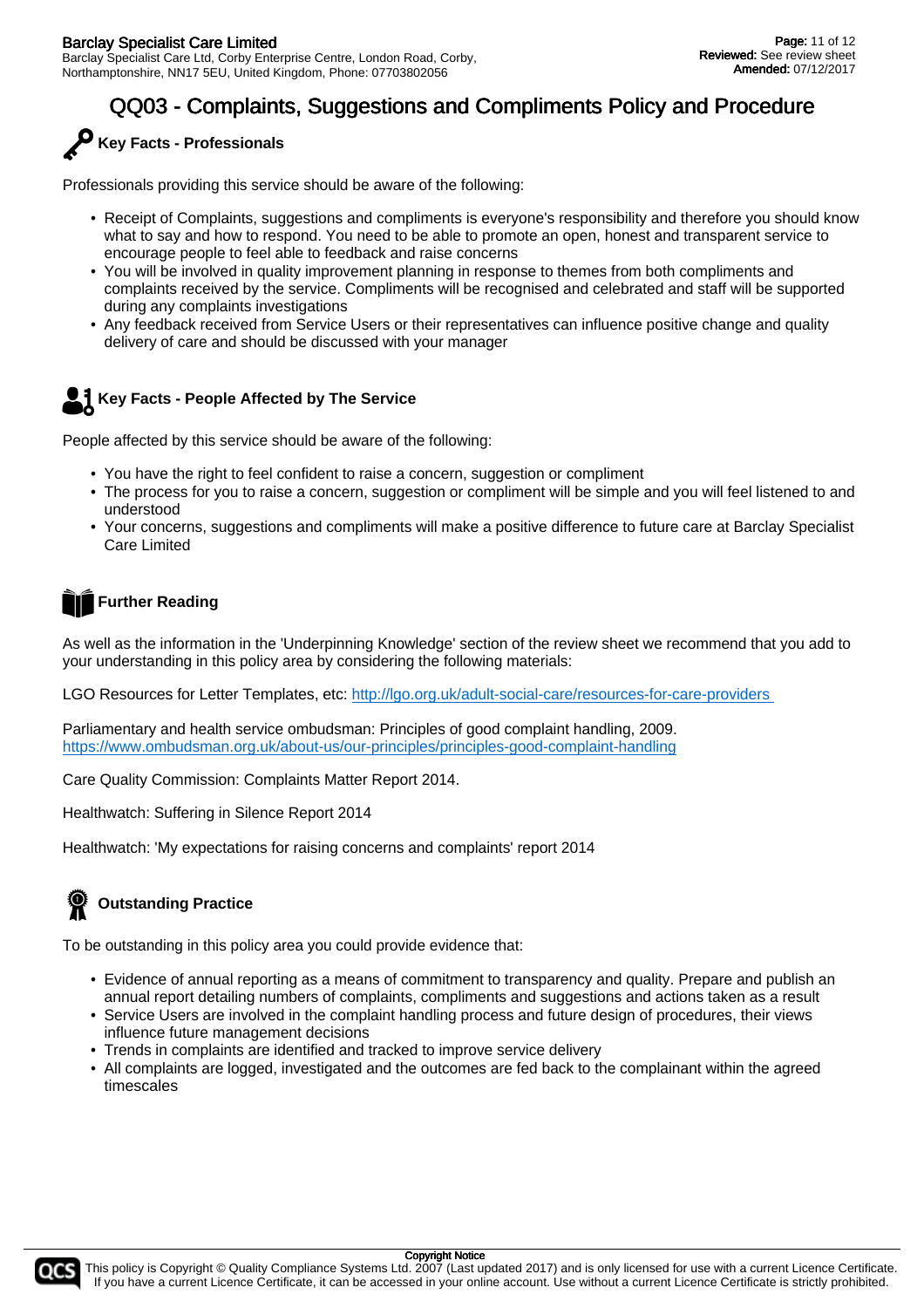# QQ03 - Complaints, Suggestions and Compliments Policy and Procedure

## Key Facts - Professionals

Professionals providing this service should be aware of the following:

- Receipt of Complaints, suggestions and compliments is everyone's responsibility and therefore you should know what to say and how to respond. You need to be able to promote an open, honest and transparent service to encourage people to feel able to feedback and raise concerns
- You will be involved in quality improvement planning in response to themes from both compliments and complaints received by the service. Compliments will be recognised and celebrated and staff will be supported during any complaints investigations
- Any feedback received from Service Users or their representatives can influence positive change and quality delivery of care and should be discussed with your manager

## Key Facts - People Affected by The Service

People affected by this service should be aware of the following:

- You have the right to feel confident to raise a concern, suggestion or compliment
- The process for you to raise a concern, suggestion or compliment will be simple and you will feel listened to and understood
- Your concerns, suggestions and compliments will make a positive difference to future care at Barclay Specialist Care Limited

## Further Reading

As well as the information in the 'Underpinning Knowledge' section of the review sheet we recommend that you add to your understanding in this policy area by considering the following materials:

LGO Resources for Letter Templates, etc: http://lgo.org.uk/adult-social-care/resources-for-care-providers

Parliamentary and health service ombudsman: Principles of good complaint handling, 2009.
https://www.ombudsman.org.uk/about-us/our-principles/principles-good-complaint-handling

Care Quality Commission: Complaints Matter Report 2014.

Healthwatch: Suffering in Silence Report 2014

Healthwatch: 'My expectations for raising concerns and complaints' report 2014

## Outstanding Practice

To be outstanding in this policy area you could provide evidence that:

- Evidence of annual reporting as a means of commitment to transparency and quality. Prepare and publish an annual report detailing numbers of complaints, compliments and suggestions and actions taken as a result
- Service Users are involved in the complaint handling process and future design of procedures, their views influence future management decisions
- Trends in complaints are identified and tracked to improve service delivery
- All complaints are logged, investigated and the outcomes are fed back to the complainant within the agreed timescales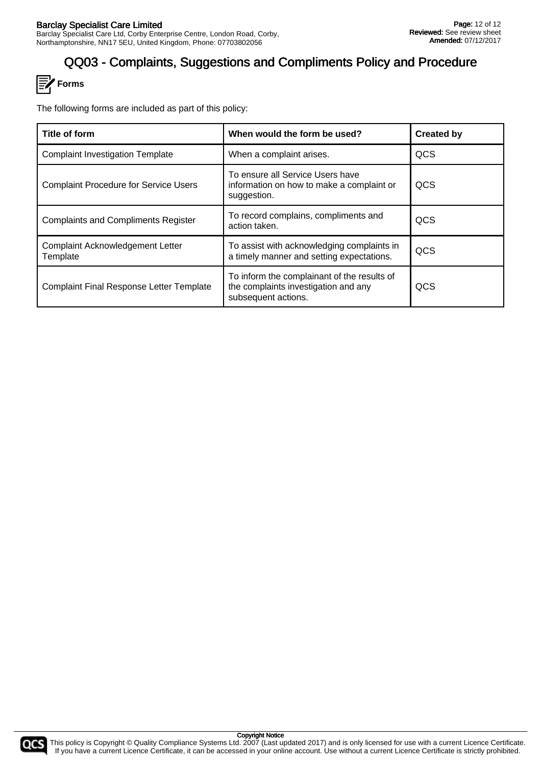# QQ03 - Complaints, Suggestions and Compliments Policy and Procedure

## Forms

The following forms are included as part of this policy:

| Title of form | When would the form be used? | Created by |
|---|---|---|
| Complaint Investigation Template | When a complaint arises. | QCS |
| Complaint Procedure for Service Users | To ensure all Service Users have information on how to make a complaint or suggestion. | QCS |
| Complaints and Compliments Register | To record complains, compliments and action taken. | QCS |
| Complaint Acknowledgement Letter Template | To assist with acknowledging complaints in a timely manner and setting expectations. | QCS |
| Complaint Final Response Letter Template | To inform the complainant of the results of the complaints investigation and any subsequent actions. | QCS |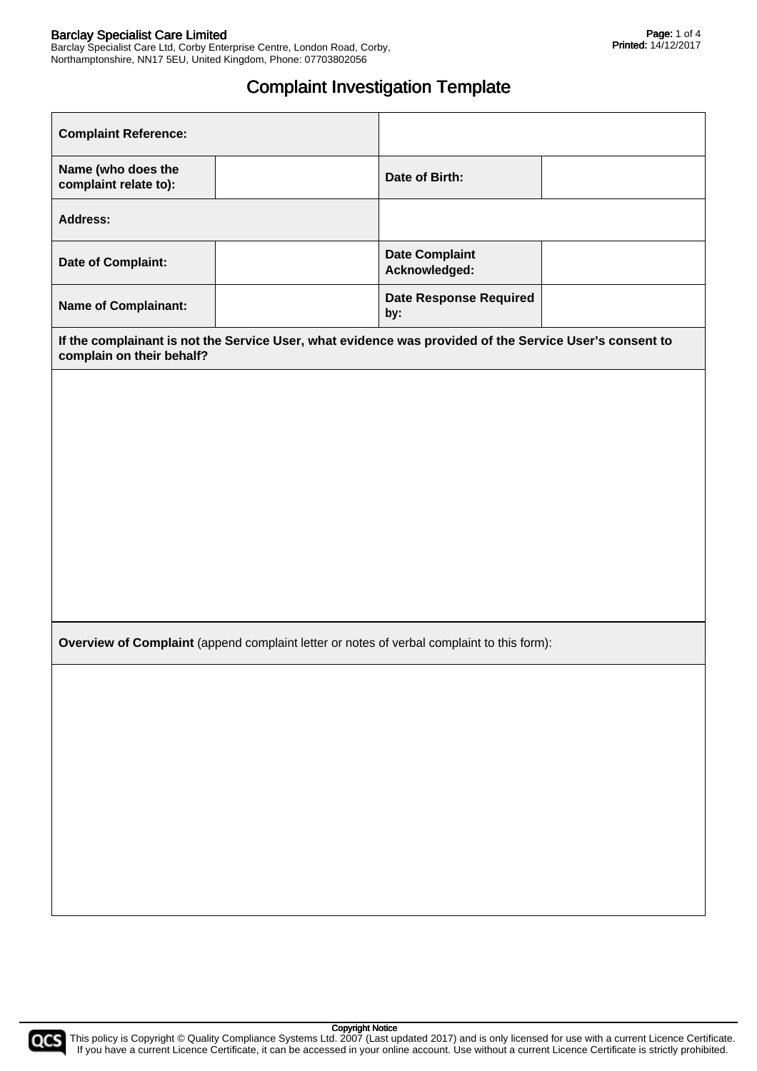# Complaint Investigation Template

| | | | |
|---|---|---|---|
| **Complaint Reference:** | | | |
| **Name (who does the complaint relate to):** | | **Date of Birth:** | |
| **Address:** | | | |
| **Date of Complaint:** | | **Date Complaint Acknowledged:** | |
| **Name of Complainant:** | | **Date Response Required by:** | |
| **If the complainant is not the Service User, what evidence was provided of the Service User's consent to complain on their behalf?** | | | |
| | | | |
| **Overview of Complaint** (append complaint letter or notes of verbal complaint to this form): | | | |
| | | | |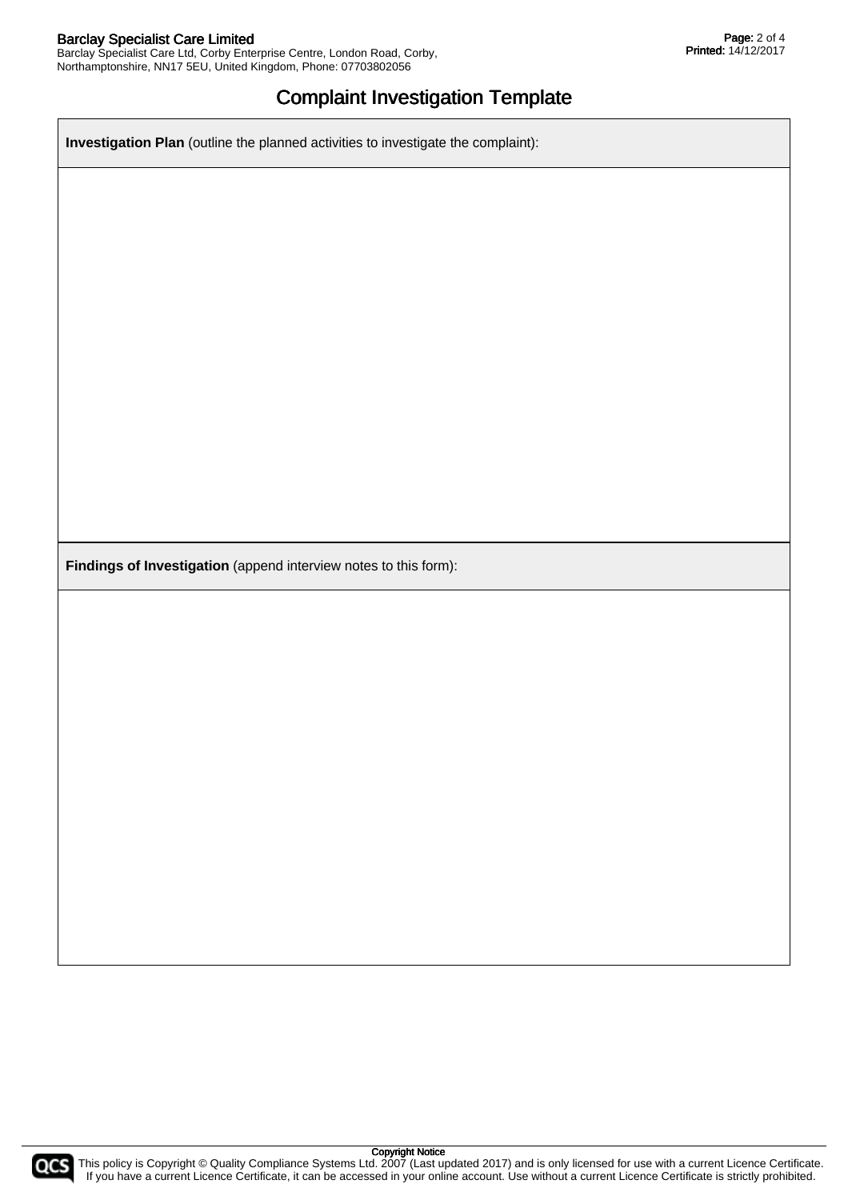# Complaint Investigation Template

| **Investigation Plan** (outline the planned activities to investigate the complaint): |
| --- |
| |
| **Findings of Investigation** (append interview notes to this form): |
| |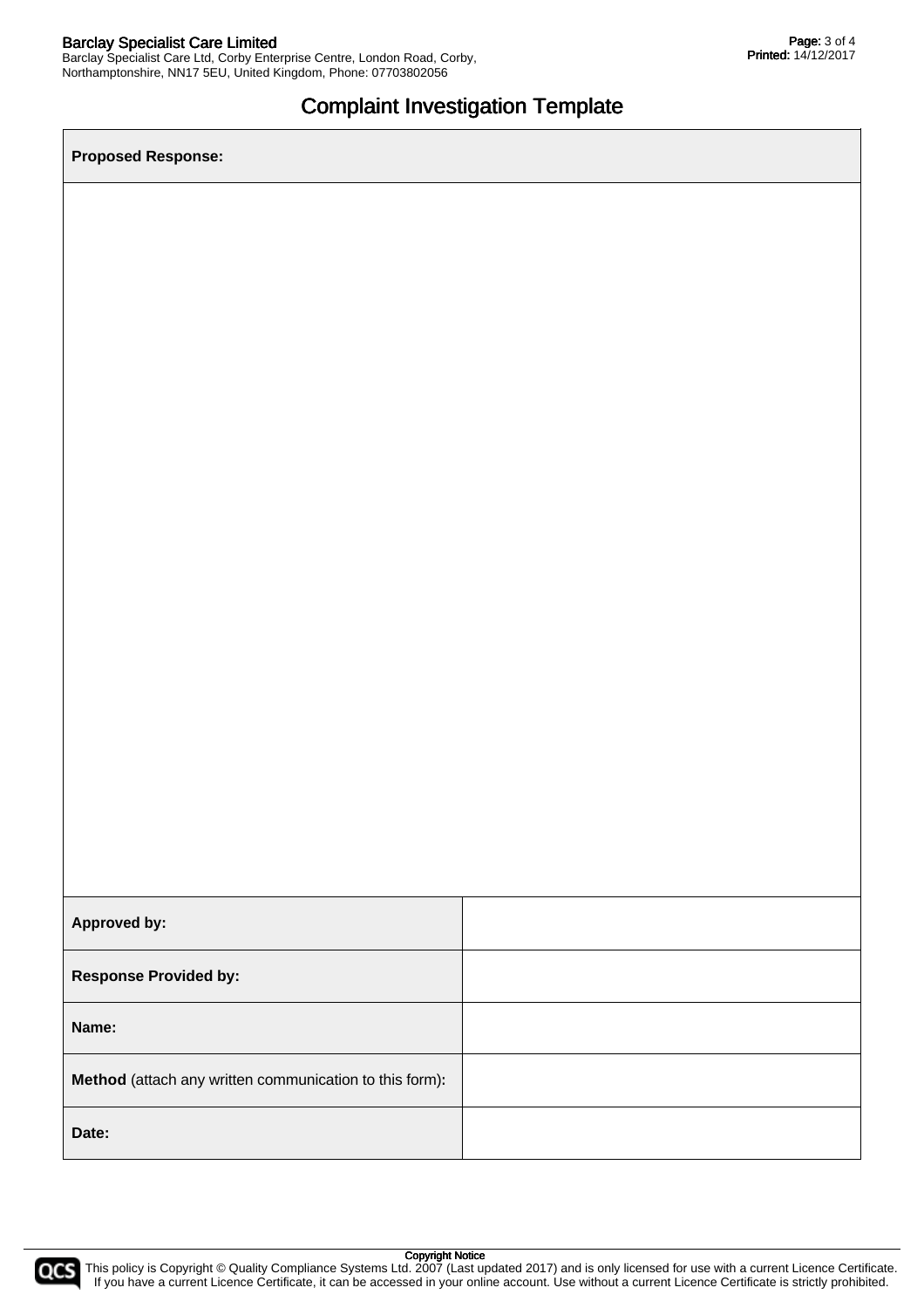# Complaint Investigation Template

| Proposed Response: | |
| --- | --- |
| | |
| **Approved by:** | |
| **Response Provided by:** | |
| **Name:** | |
| **Method** (attach any written communication to this form)**:** | |
| **Date:** | |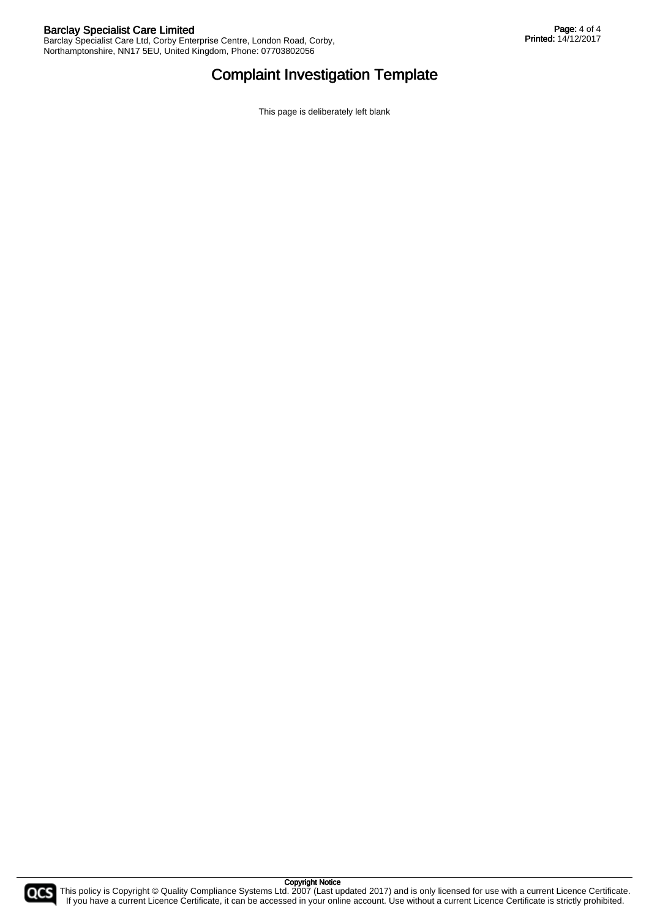# Complaint Investigation Template

This page is deliberately left blank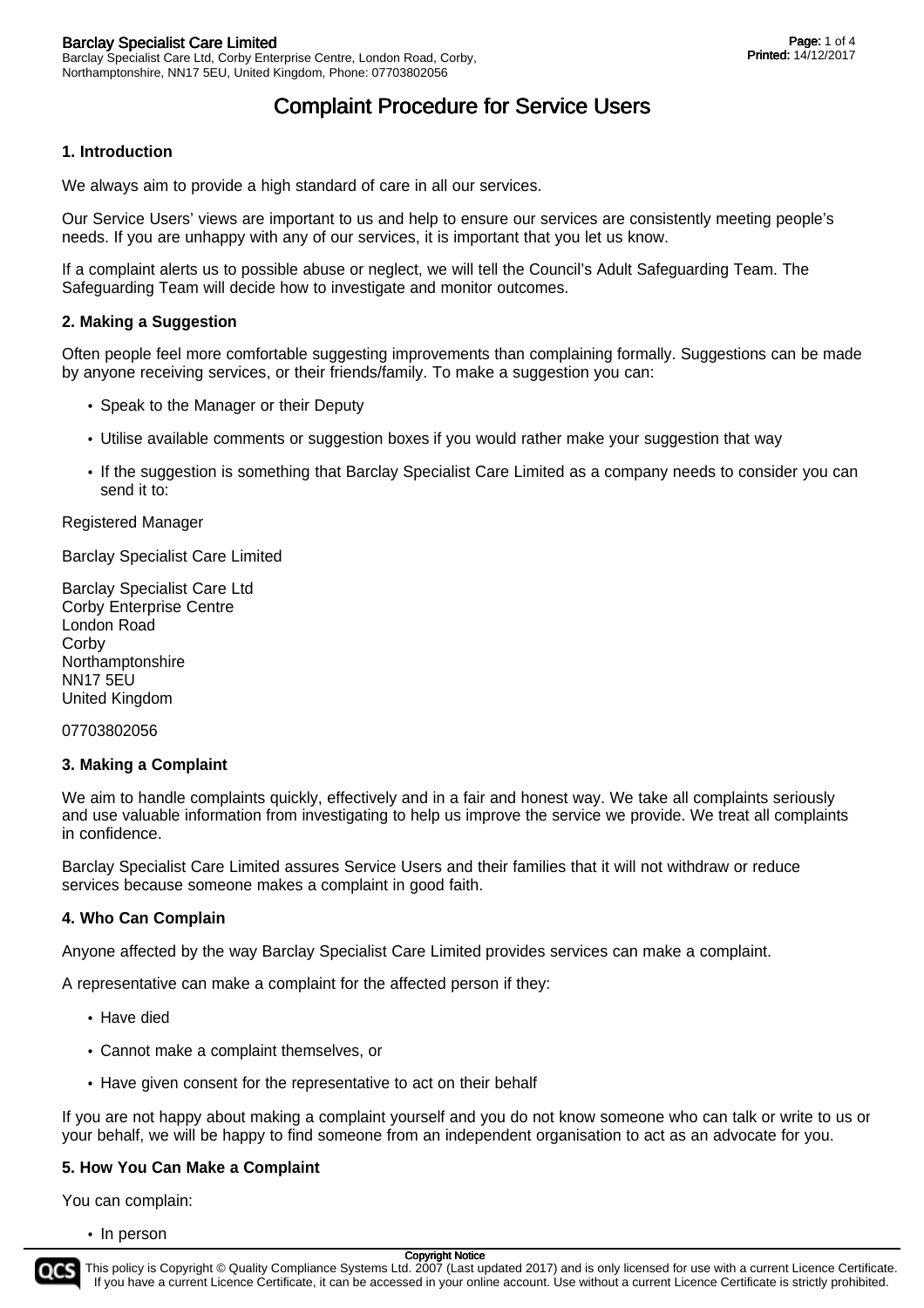# Complaint Procedure for Service Users

### 1. Introduction

We always aim to provide a high standard of care in all our services.

Our Service Users' views are important to us and help to ensure our services are consistently meeting people's needs. If you are unhappy with any of our services, it is important that you let us know.

If a complaint alerts us to possible abuse or neglect, we will tell the Council's Adult Safeguarding Team. The Safeguarding Team will decide how to investigate and monitor outcomes.

### 2. Making a Suggestion

Often people feel more comfortable suggesting improvements than complaining formally. Suggestions can be made by anyone receiving services, or their friends/family. To make a suggestion you can:

- Speak to the Manager or their Deputy
- Utilise available comments or suggestion boxes if you would rather make your suggestion that way
- If the suggestion is something that Barclay Specialist Care Limited as a company needs to consider you can send it to:

Registered Manager

Barclay Specialist Care Limited

Barclay Specialist Care Ltd
Corby Enterprise Centre
London Road
Corby
Northamptonshire
NN17 5EU
United Kingdom

07703802056

### 3. Making a Complaint

We aim to handle complaints quickly, effectively and in a fair and honest way. We take all complaints seriously and use valuable information from investigating to help us improve the service we provide. We treat all complaints in confidence.

Barclay Specialist Care Limited assures Service Users and their families that it will not withdraw or reduce services because someone makes a complaint in good faith.

### 4. Who Can Complain

Anyone affected by the way Barclay Specialist Care Limited provides services can make a complaint.

A representative can make a complaint for the affected person if they:

- Have died
- Cannot make a complaint themselves, or
- Have given consent for the representative to act on their behalf

If you are not happy about making a complaint yourself and you do not know someone who can talk or write to us on your behalf, we will be happy to find someone from an independent organisation to act as an advocate for you.

### 5. How You Can Make a Complaint

You can complain:

- In person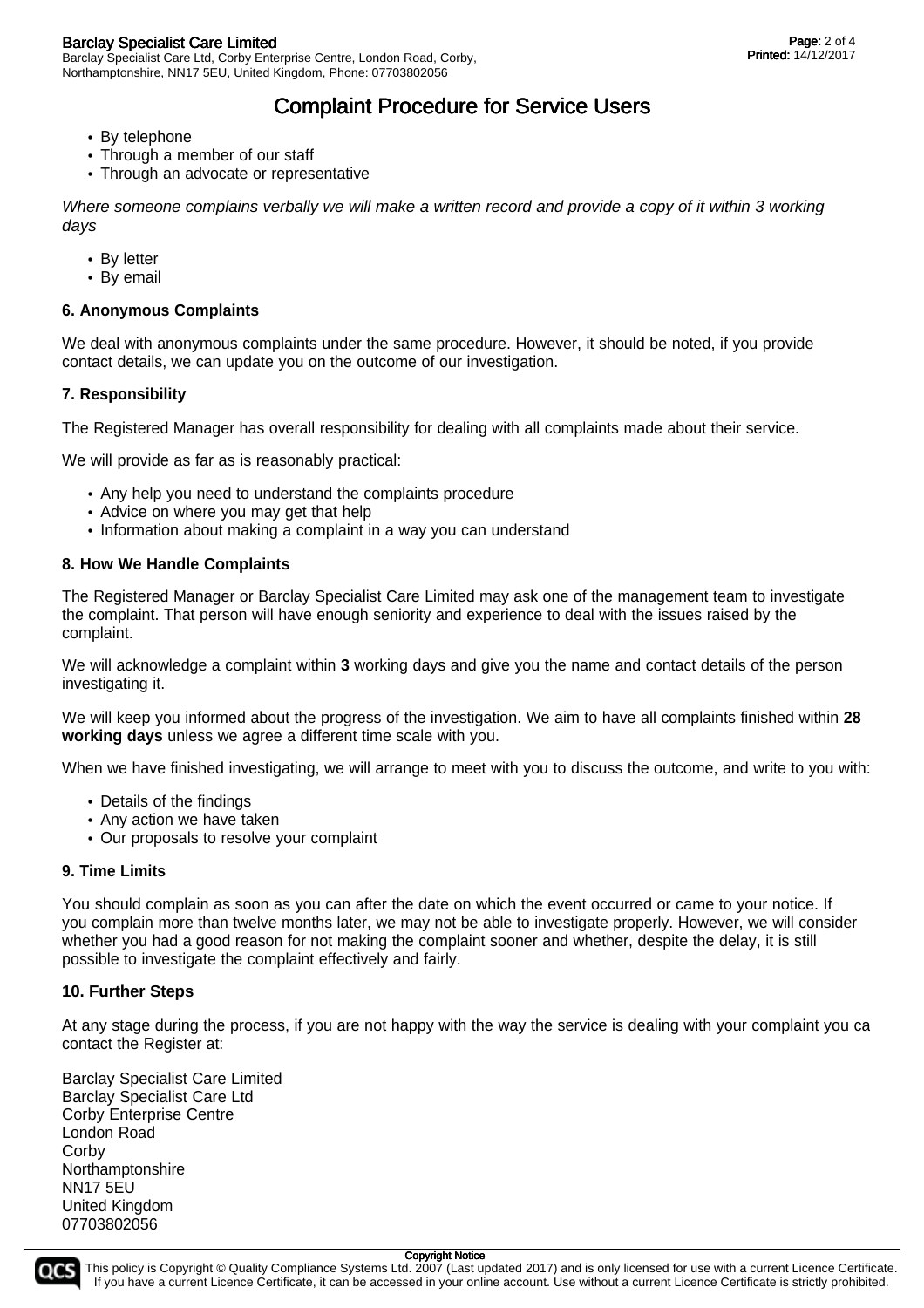# Complaint Procedure for Service Users

- By telephone
- Through a member of our staff
- Through an advocate or representative

*Where someone complains verbally we will make a written record and provide a copy of it within 3 working days*

- By letter
- By email

### 6. Anonymous Complaints

We deal with anonymous complaints under the same procedure. However, it should be noted, if you provide contact details, we can update you on the outcome of our investigation.

### 7. Responsibility

The Registered Manager has overall responsibility for dealing with all complaints made about their service.

We will provide as far as is reasonably practical:

- Any help you need to understand the complaints procedure
- Advice on where you may get that help
- Information about making a complaint in a way you can understand

### 8. How We Handle Complaints

The Registered Manager or Barclay Specialist Care Limited may ask one of the management team to investigate the complaint. That person will have enough seniority and experience to deal with the issues raised by the complaint.

We will acknowledge a complaint within **3** working days and give you the name and contact details of the person investigating it.

We will keep you informed about the progress of the investigation. We aim to have all complaints finished within **28 working days** unless we agree a different time scale with you.

When we have finished investigating, we will arrange to meet with you to discuss the outcome, and write to you with:

- Details of the findings
- Any action we have taken
- Our proposals to resolve your complaint

### 9. Time Limits

You should complain as soon as you can after the date on which the event occurred or came to your notice. If you complain more than twelve months later, we may not be able to investigate properly. However, we will consider whether you had a good reason for not making the complaint sooner and whether, despite the delay, it is still possible to investigate the complaint effectively and fairly.

### 10. Further Steps

At any stage during the process, if you are not happy with the way the service is dealing with your complaint you ca contact the Register at:

Barclay Specialist Care Limited
Barclay Specialist Care Ltd
Corby Enterprise Centre
London Road
Corby
Northamptonshire
NN17 5EU
United Kingdom
07703802056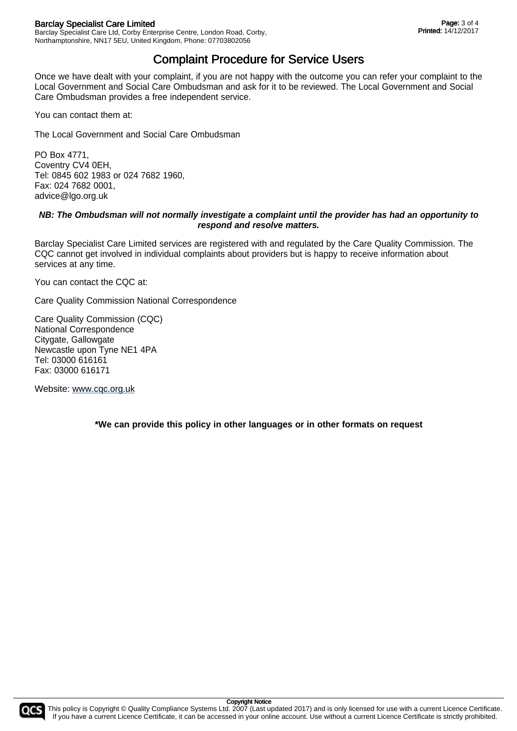# Complaint Procedure for Service Users

Once we have dealt with your complaint, if you are not happy with the outcome you can refer your complaint to the Local Government and Social Care Ombudsman and ask for it to be reviewed. The Local Government and Social Care Ombudsman provides a free independent service.

You can contact them at:

The Local Government and Social Care Ombudsman

PO Box 4771,
Coventry CV4 0EH,
Tel: 0845 602 1983 or 024 7682 1960,
Fax: 024 7682 0001,
advice@lgo.org.uk

***NB: The Ombudsman will not normally investigate a complaint until the provider has had an opportunity to respond and resolve matters.***

Barclay Specialist Care Limited services are registered with and regulated by the Care Quality Commission. The CQC cannot get involved in individual complaints about providers but is happy to receive information about services at any time.

You can contact the CQC at:

Care Quality Commission National Correspondence

Care Quality Commission (CQC)
National Correspondence
Citygate, Gallowgate
Newcastle upon Tyne NE1 4PA
Tel: 03000 616161
Fax: 03000 616171

Website: www.cqc.org.uk

**\*We can provide this policy in other languages or in other formats on request**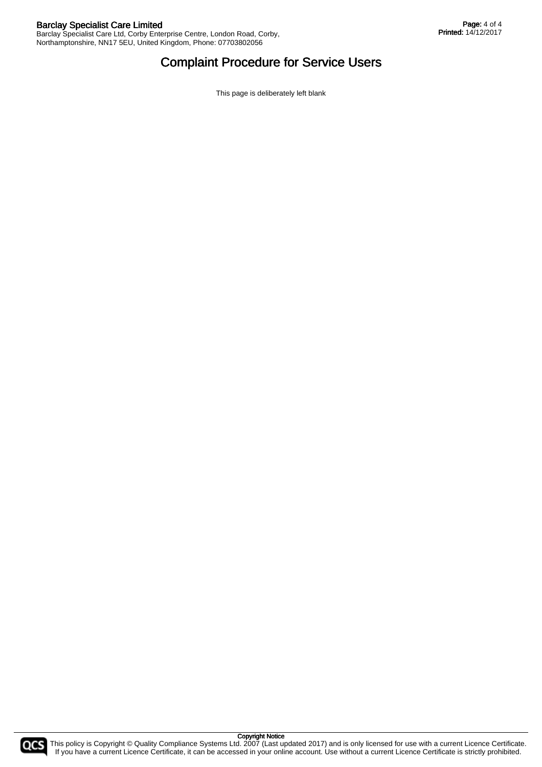# Complaint Procedure for Service Users

This page is deliberately left blank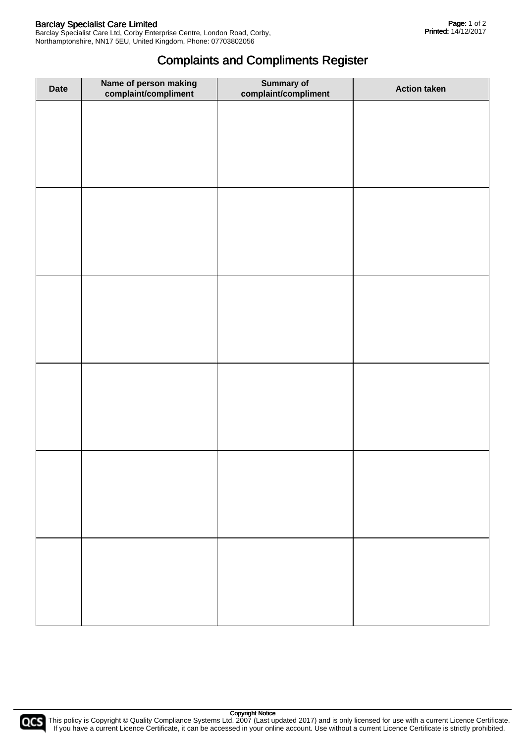# Complaints and Compliments Register

| Date | Name of person making complaint/compliment | Summary of complaint/compliment | Action taken |
| --- | --- | --- | --- |
| | | | |
| | | | |
| | | | |
| | | | |
| | | | |
| | | | |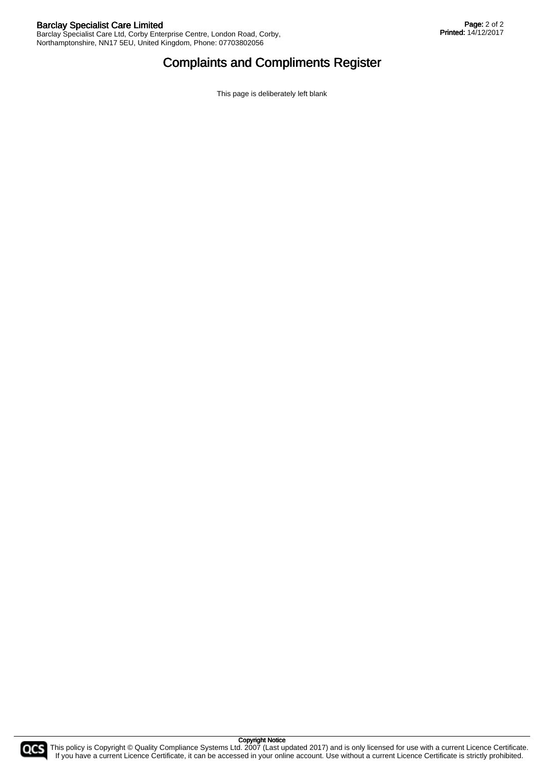# Complaints and Compliments Register

This page is deliberately left blank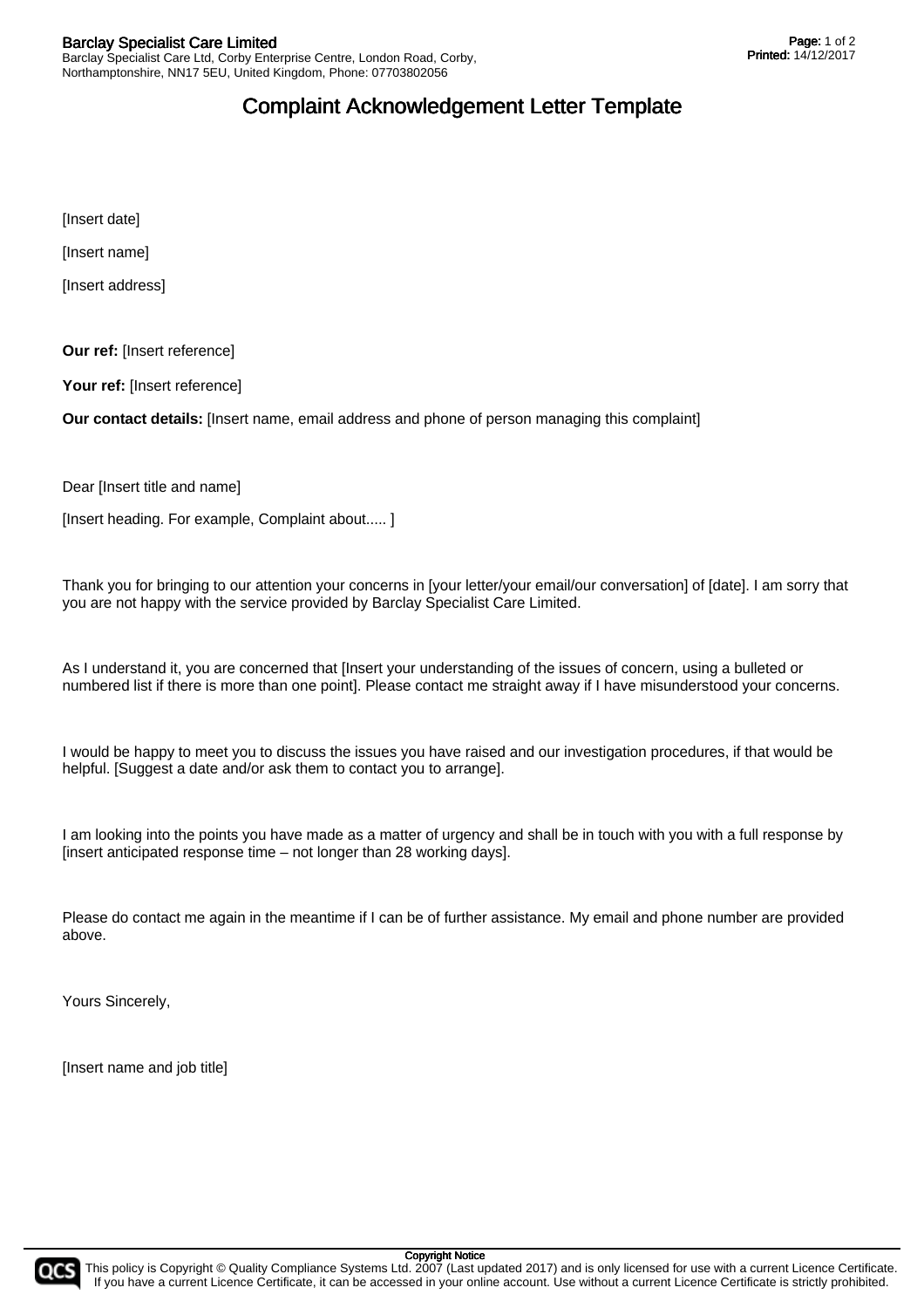# Complaint Acknowledgement Letter Template

[Insert date]

[Insert name]

[Insert address]

**Our ref:** [Insert reference]

**Your ref:** [Insert reference]

**Our contact details:** [Insert name, email address and phone of person managing this complaint]

Dear [Insert title and name]

[Insert heading. For example, Complaint about..... ]

Thank you for bringing to our attention your concerns in [your letter/your email/our conversation] of [date]. I am sorry that you are not happy with the service provided by Barclay Specialist Care Limited.

As I understand it, you are concerned that [Insert your understanding of the issues of concern, using a bulleted or numbered list if there is more than one point]. Please contact me straight away if I have misunderstood your concerns.

I would be happy to meet you to discuss the issues you have raised and our investigation procedures, if that would be helpful. [Suggest a date and/or ask them to contact you to arrange].

I am looking into the points you have made as a matter of urgency and shall be in touch with you with a full response by [insert anticipated response time – not longer than 28 working days].

Please do contact me again in the meantime if I can be of further assistance. My email and phone number are provided above.

Yours Sincerely,

[Insert name and job title]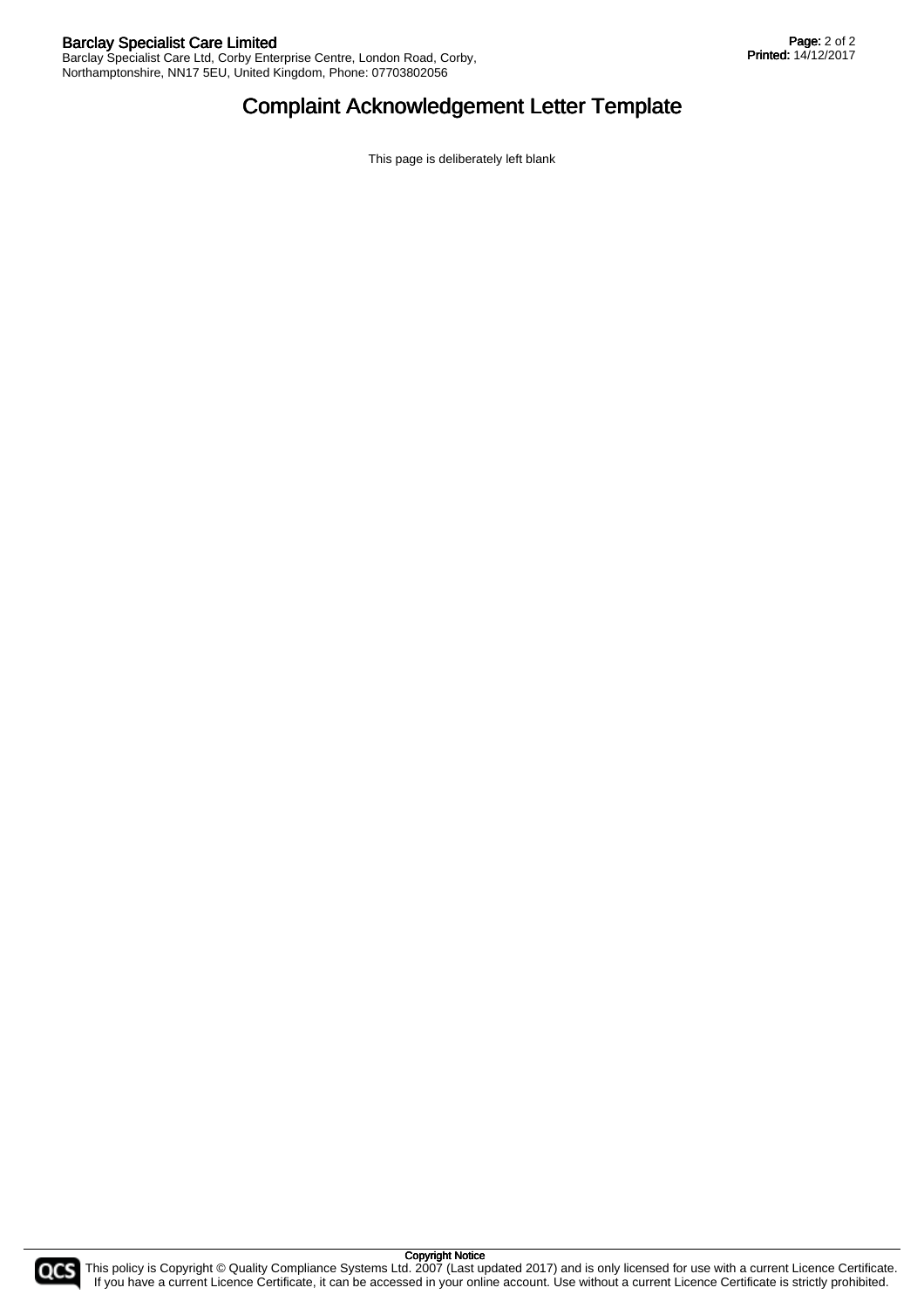# Complaint Acknowledgement Letter Template

This page is deliberately left blank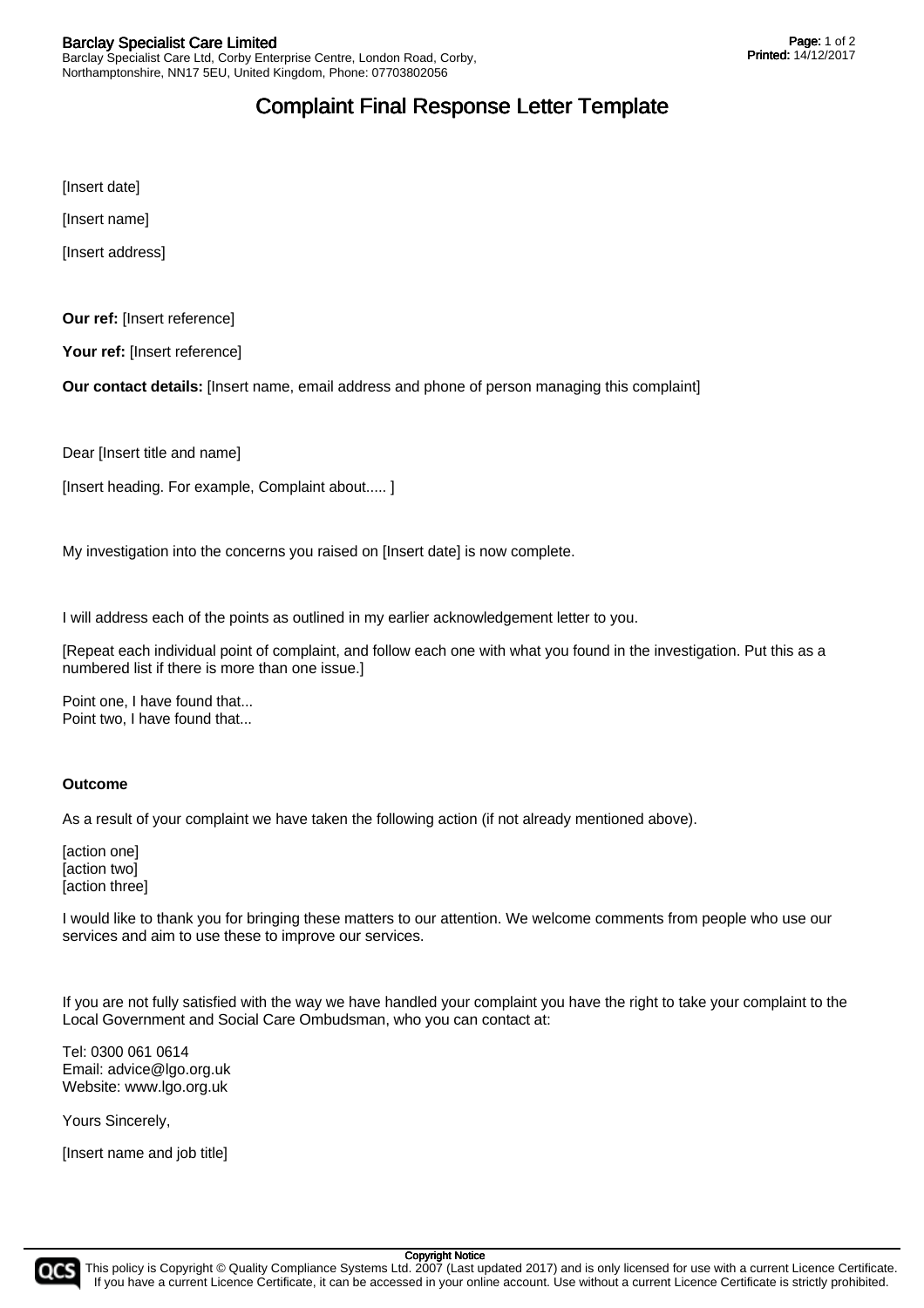# Complaint Final Response Letter Template

[Insert date]

[Insert name]

[Insert address]

**Our ref:** [Insert reference]

**Your ref:** [Insert reference]

**Our contact details:** [Insert name, email address and phone of person managing this complaint]

Dear [Insert title and name]

[Insert heading. For example, Complaint about..... ]

My investigation into the concerns you raised on [Insert date] is now complete.

I will address each of the points as outlined in my earlier acknowledgement letter to you.

[Repeat each individual point of complaint, and follow each one with what you found in the investigation. Put this as a numbered list if there is more than one issue.]

Point one, I have found that...
Point two, I have found that...

**Outcome**

As a result of your complaint we have taken the following action (if not already mentioned above).

[action one]
[action two]
[action three]

I would like to thank you for bringing these matters to our attention. We welcome comments from people who use our services and aim to use these to improve our services.

If you are not fully satisfied with the way we have handled your complaint you have the right to take your complaint to the Local Government and Social Care Ombudsman, who you can contact at:

Tel: 0300 061 0614
Email: advice@lgo.org.uk
Website: www.lgo.org.uk

Yours Sincerely,

[Insert name and job title]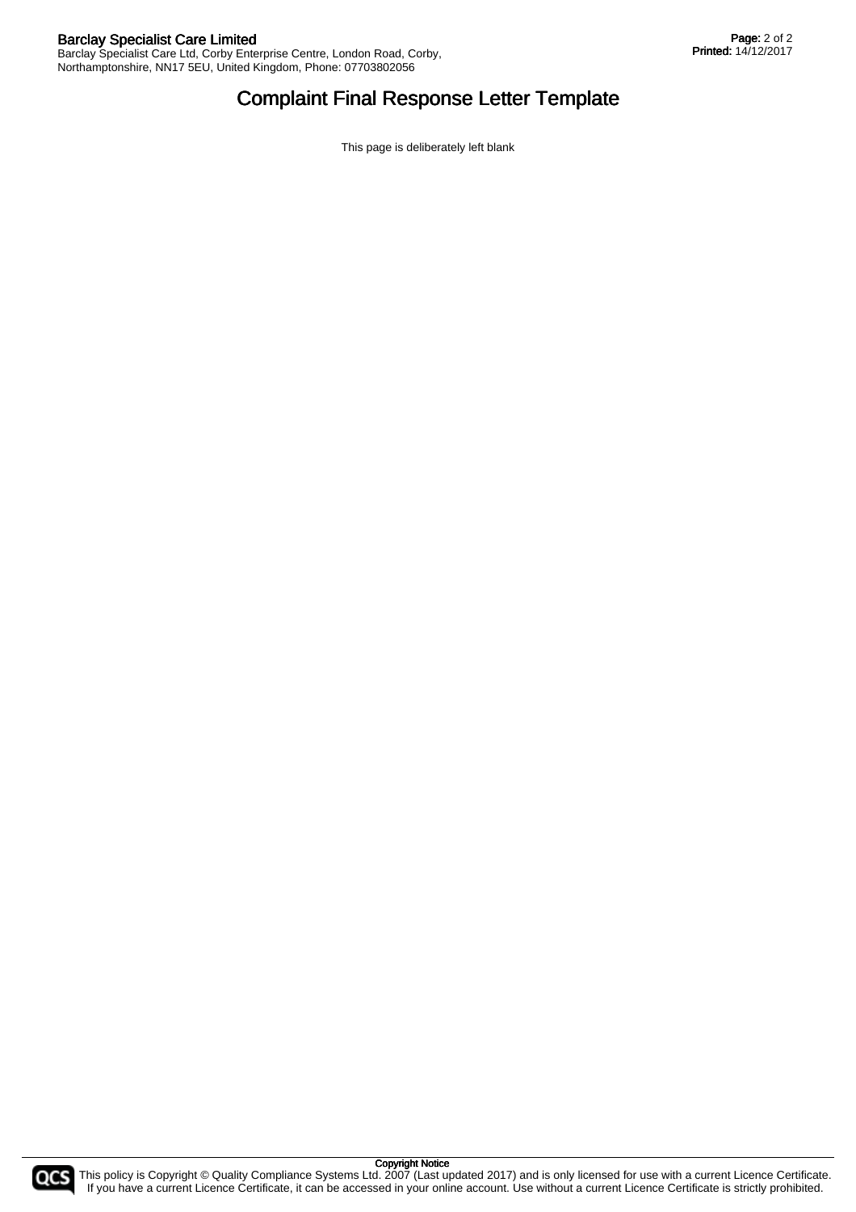# Complaint Final Response Letter Template

This page is deliberately left blank